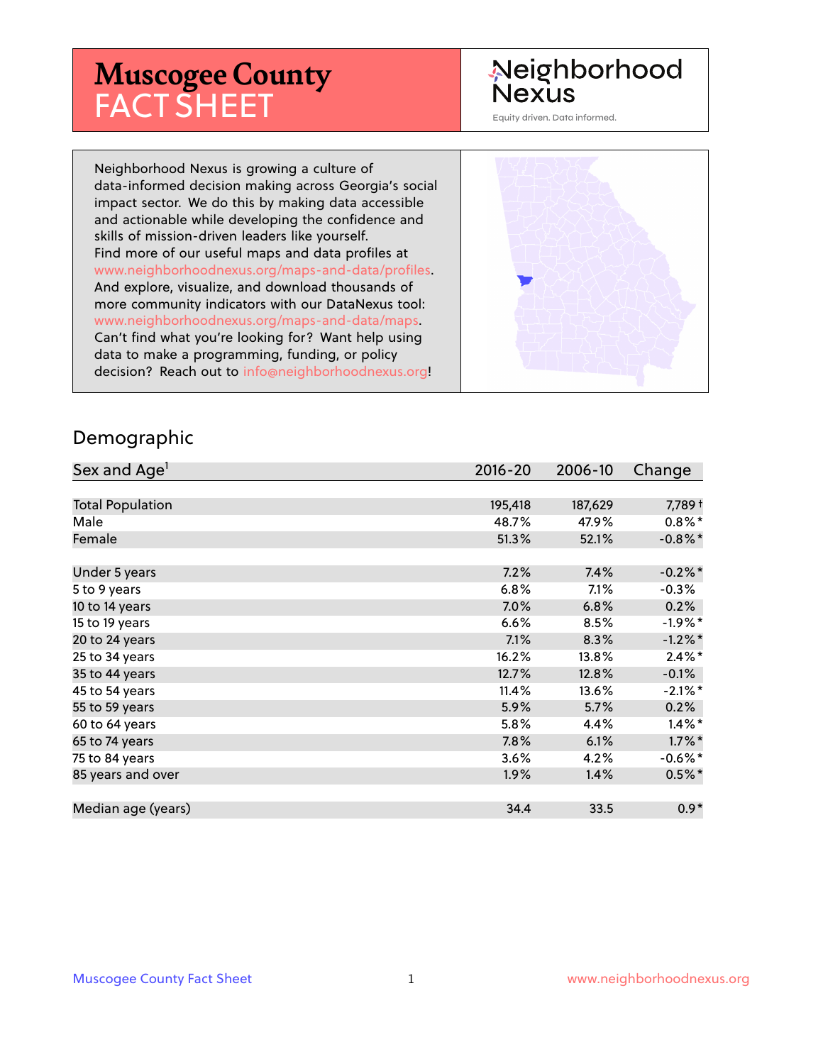# Muscogee County FACT SHEET

Neighborhood Nexus

Equity driven. Data informed.

Neighborhood Nexus is growing a culture of data-informed decision making across Georgia's social impact sector. We do this by making data accessible and actionable while developing the confidence and skills of mission-driven leaders like yourself. Find more of our useful maps and data profiles at www.neighborhoodnexus.org/maps-and-data/profiles. And explore, visualize, and download thousands of more community indicators with our DataNexus tool: www.neighborhoodnexus.org/maps-and-data/maps. Can't find what you're looking for? Want help using data to make a programming, funding, or policy decision? Reach out to info@neighborhoodnexus.org!

## Demographic

| Sex and Age[1] | 2016-20 | 2006-10 | Change |
|---|---|---|---|
| Total Population | 195,418 | 187,629 | 7,789 † |
| Male | 48.7% | 47.9% | 0.8% * |
| Female | 51.3% | 52.1% | -0.8% * |
| | | | |
| Under 5 years | 7.2% | 7.4% | -0.2% * |
| 5 to 9 years | 6.8% | 7.1% | -0.3% |
| 10 to 14 years | 7.0% | 6.8% | 0.2% |
| 15 to 19 years | 6.6% | 8.5% | -1.9% * |
| 20 to 24 years | 7.1% | 8.3% | -1.2% * |
| 25 to 34 years | 16.2% | 13.8% | 2.4% * |
| 35 to 44 years | 12.7% | 12.8% | -0.1% |
| 45 to 54 years | 11.4% | 13.6% | -2.1% * |
| 55 to 59 years | 5.9% | 5.7% | 0.2% |
| 60 to 64 years | 5.8% | 4.4% | 1.4% * |
| 65 to 74 years | 7.8% | 6.1% | 1.7% * |
| 75 to 84 years | 3.6% | 4.2% | -0.6% * |
| 85 years and over | 1.9% | 1.4% | 0.5% * |
| | | | |
| Median age (years) | 34.4 | 33.5 | 0.9 * |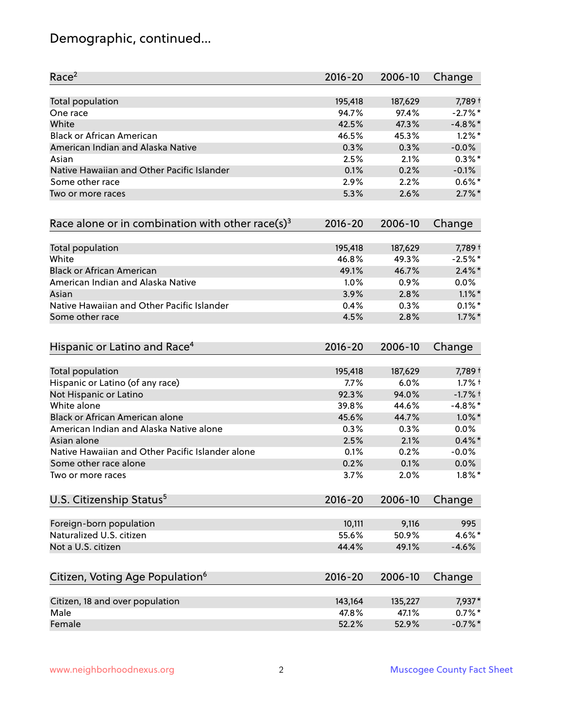# Demographic, continued...

| Race[2] | 2016-20 | 2006-10 | Change |
|---|---|---|---|
| Total population | 195,418 | 187,629 | 7,789 † |
| One race | 94.7% | 97.4% | -2.7% * |
| White | 42.5% | 47.3% | -4.8% * |
| Black or African American | 46.5% | 45.3% | 1.2% * |
| American Indian and Alaska Native | 0.3% | 0.3% | -0.0% |
| Asian | 2.5% | 2.1% | 0.3% * |
| Native Hawaiian and Other Pacific Islander | 0.1% | 0.2% | -0.1% |
| Some other race | 2.9% | 2.2% | 0.6% * |
| Two or more races | 5.3% | 2.6% | 2.7% * |

| Race alone or in combination with other race(s)[3] | 2016-20 | 2006-10 | Change |
|---|---|---|---|
| Total population | 195,418 | 187,629 | 7,789 † |
| White | 46.8% | 49.3% | -2.5% * |
| Black or African American | 49.1% | 46.7% | 2.4% * |
| American Indian and Alaska Native | 1.0% | 0.9% | 0.0% |
| Asian | 3.9% | 2.8% | 1.1% * |
| Native Hawaiian and Other Pacific Islander | 0.4% | 0.3% | 0.1% * |
| Some other race | 4.5% | 2.8% | 1.7% * |

| Hispanic or Latino and Race[4] | 2016-20 | 2006-10 | Change |
|---|---|---|---|
| Total population | 195,418 | 187,629 | 7,789 † |
| Hispanic or Latino (of any race) | 7.7% | 6.0% | 1.7% † |
| Not Hispanic or Latino | 92.3% | 94.0% | -1.7% † |
| White alone | 39.8% | 44.6% | -4.8% * |
| Black or African American alone | 45.6% | 44.7% | 1.0% * |
| American Indian and Alaska Native alone | 0.3% | 0.3% | 0.0% |
| Asian alone | 2.5% | 2.1% | 0.4% * |
| Native Hawaiian and Other Pacific Islander alone | 0.1% | 0.2% | -0.0% |
| Some other race alone | 0.2% | 0.1% | 0.0% |
| Two or more races | 3.7% | 2.0% | 1.8% * |

| U.S. Citizenship Status[5] | 2016-20 | 2006-10 | Change |
|---|---|---|---|
| Foreign-born population | 10,111 | 9,116 | 995 |
| Naturalized U.S. citizen | 55.6% | 50.9% | 4.6% * |
| Not a U.S. citizen | 44.4% | 49.1% | -4.6% |

| Citizen, Voting Age Population[6] | 2016-20 | 2006-10 | Change |
|---|---|---|---|
| Citizen, 18 and over population | 143,164 | 135,227 | 7,937 * |
| Male | 47.8% | 47.1% | 0.7% * |
| Female | 52.2% | 52.9% | -0.7% * |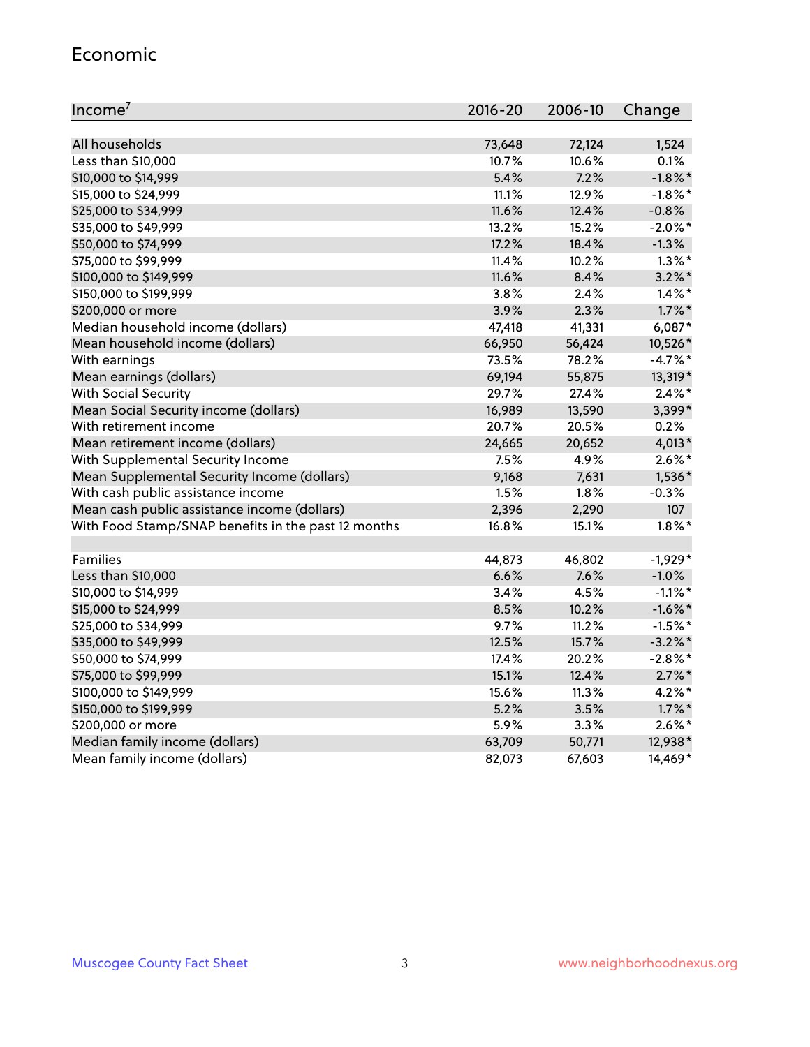## Economic

| Income[7] | 2016-20 | 2006-10 | Change |
|---|---|---|---|
| All households | 73,648 | 72,124 | 1,524 |
| Less than $10,000 | 10.7% | 10.6% | 0.1% |
| $10,000 to $14,999 | 5.4% | 7.2% | -1.8%* |
| $15,000 to $24,999 | 11.1% | 12.9% | -1.8%* |
| $25,000 to $34,999 | 11.6% | 12.4% | -0.8% |
| $35,000 to $49,999 | 13.2% | 15.2% | -2.0%* |
| $50,000 to $74,999 | 17.2% | 18.4% | -1.3% |
| $75,000 to $99,999 | 11.4% | 10.2% | 1.3%* |
| $100,000 to $149,999 | 11.6% | 8.4% | 3.2%* |
| $150,000 to $199,999 | 3.8% | 2.4% | 1.4%* |
| $200,000 or more | 3.9% | 2.3% | 1.7%* |
| Median household income (dollars) | 47,418 | 41,331 | 6,087* |
| Mean household income (dollars) | 66,950 | 56,424 | 10,526* |
| With earnings | 73.5% | 78.2% | -4.7%* |
| Mean earnings (dollars) | 69,194 | 55,875 | 13,319* |
| With Social Security | 29.7% | 27.4% | 2.4%* |
| Mean Social Security income (dollars) | 16,989 | 13,590 | 3,399* |
| With retirement income | 20.7% | 20.5% | 0.2% |
| Mean retirement income (dollars) | 24,665 | 20,652 | 4,013* |
| With Supplemental Security Income | 7.5% | 4.9% | 2.6%* |
| Mean Supplemental Security Income (dollars) | 9,168 | 7,631 | 1,536* |
| With cash public assistance income | 1.5% | 1.8% | -0.3% |
| Mean cash public assistance income (dollars) | 2,396 | 2,290 | 107 |
| With Food Stamp/SNAP benefits in the past 12 months | 16.8% | 15.1% | 1.8%* |
| | | | |
| Families | 44,873 | 46,802 | -1,929* |
| Less than $10,000 | 6.6% | 7.6% | -1.0% |
| $10,000 to $14,999 | 3.4% | 4.5% | -1.1%* |
| $15,000 to $24,999 | 8.5% | 10.2% | -1.6%* |
| $25,000 to $34,999 | 9.7% | 11.2% | -1.5%* |
| $35,000 to $49,999 | 12.5% | 15.7% | -3.2%* |
| $50,000 to $74,999 | 17.4% | 20.2% | -2.8%* |
| $75,000 to $99,999 | 15.1% | 12.4% | 2.7%* |
| $100,000 to $149,999 | 15.6% | 11.3% | 4.2%* |
| $150,000 to $199,999 | 5.2% | 3.5% | 1.7%* |
| $200,000 or more | 5.9% | 3.3% | 2.6%* |
| Median family income (dollars) | 63,709 | 50,771 | 12,938* |
| Mean family income (dollars) | 82,073 | 67,603 | 14,469* |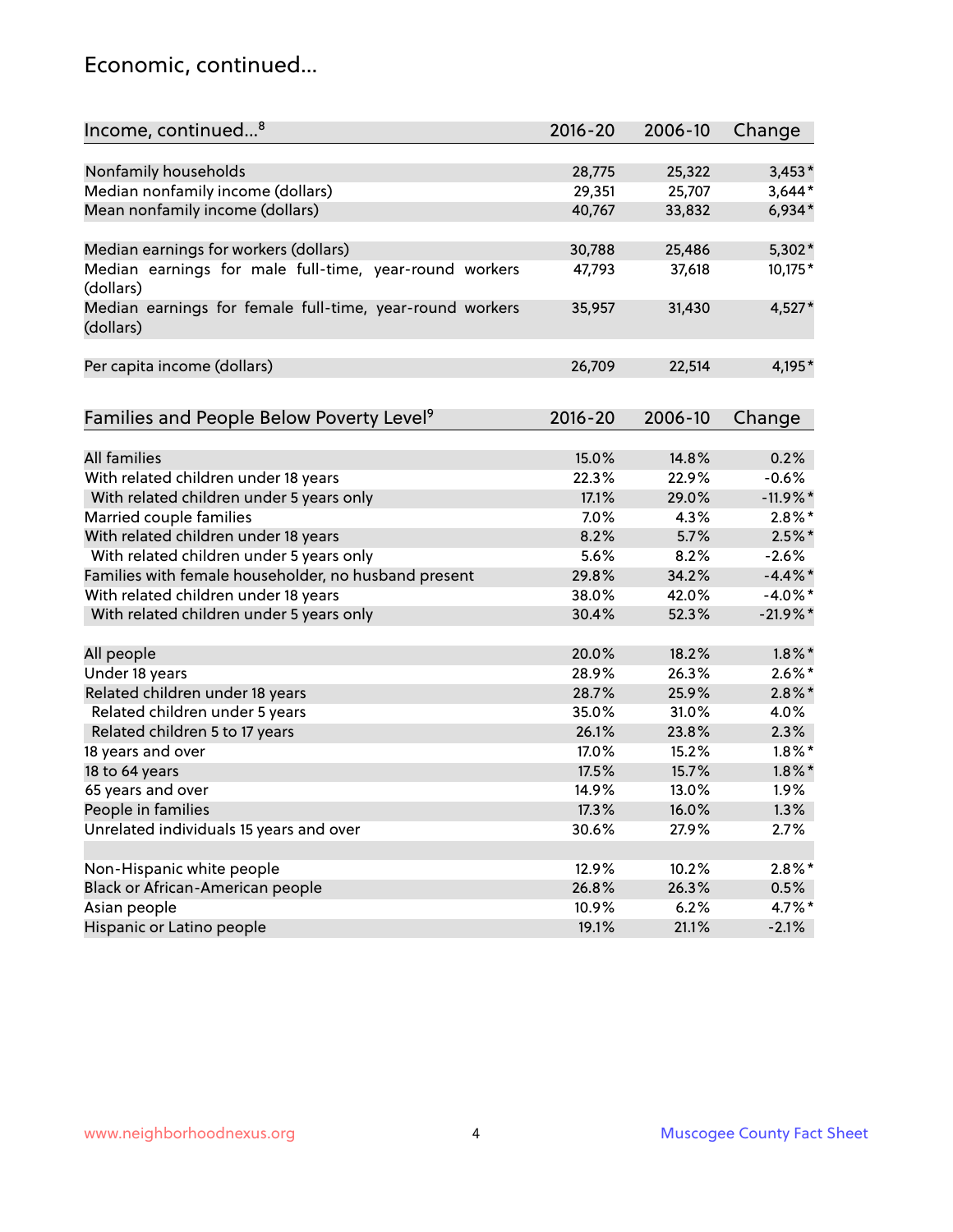# Economic, continued...

| Income, continued...[8] | 2016-20 | 2006-10 | Change |
|---|---|---|---|
| Nonfamily households | 28,775 | 25,322 | 3,453* |
| Median nonfamily income (dollars) | 29,351 | 25,707 | 3,644* |
| Mean nonfamily income (dollars) | 40,767 | 33,832 | 6,934* |
| Median earnings for workers (dollars) | 30,788 | 25,486 | 5,302* |
| Median earnings for male full-time, year-round workers (dollars) | 47,793 | 37,618 | 10,175* |
| Median earnings for female full-time, year-round workers (dollars) | 35,957 | 31,430 | 4,527* |
| Per capita income (dollars) | 26,709 | 22,514 | 4,195* |

| Families and People Below Poverty Level[9] | 2016-20 | 2006-10 | Change |
|---|---|---|---|
| All families | 15.0% | 14.8% | 0.2% |
| With related children under 18 years | 22.3% | 22.9% | -0.6% |
| With related children under 5 years only | 17.1% | 29.0% | -11.9%* |
| Married couple families | 7.0% | 4.3% | 2.8%* |
| With related children under 18 years | 8.2% | 5.7% | 2.5%* |
| With related children under 5 years only | 5.6% | 8.2% | -2.6% |
| Families with female householder, no husband present | 29.8% | 34.2% | -4.4%* |
| With related children under 18 years | 38.0% | 42.0% | -4.0%* |
| With related children under 5 years only | 30.4% | 52.3% | -21.9%* |
| All people | 20.0% | 18.2% | 1.8%* |
| Under 18 years | 28.9% | 26.3% | 2.6%* |
| Related children under 18 years | 28.7% | 25.9% | 2.8%* |
| Related children under 5 years | 35.0% | 31.0% | 4.0% |
| Related children 5 to 17 years | 26.1% | 23.8% | 2.3% |
| 18 years and over | 17.0% | 15.2% | 1.8%* |
| 18 to 64 years | 17.5% | 15.7% | 1.8%* |
| 65 years and over | 14.9% | 13.0% | 1.9% |
| People in families | 17.3% | 16.0% | 1.3% |
| Unrelated individuals 15 years and over | 30.6% | 27.9% | 2.7% |
| Non-Hispanic white people | 12.9% | 10.2% | 2.8%* |
| Black or African-American people | 26.8% | 26.3% | 0.5% |
| Asian people | 10.9% | 6.2% | 4.7%* |
| Hispanic or Latino people | 19.1% | 21.1% | -2.1% |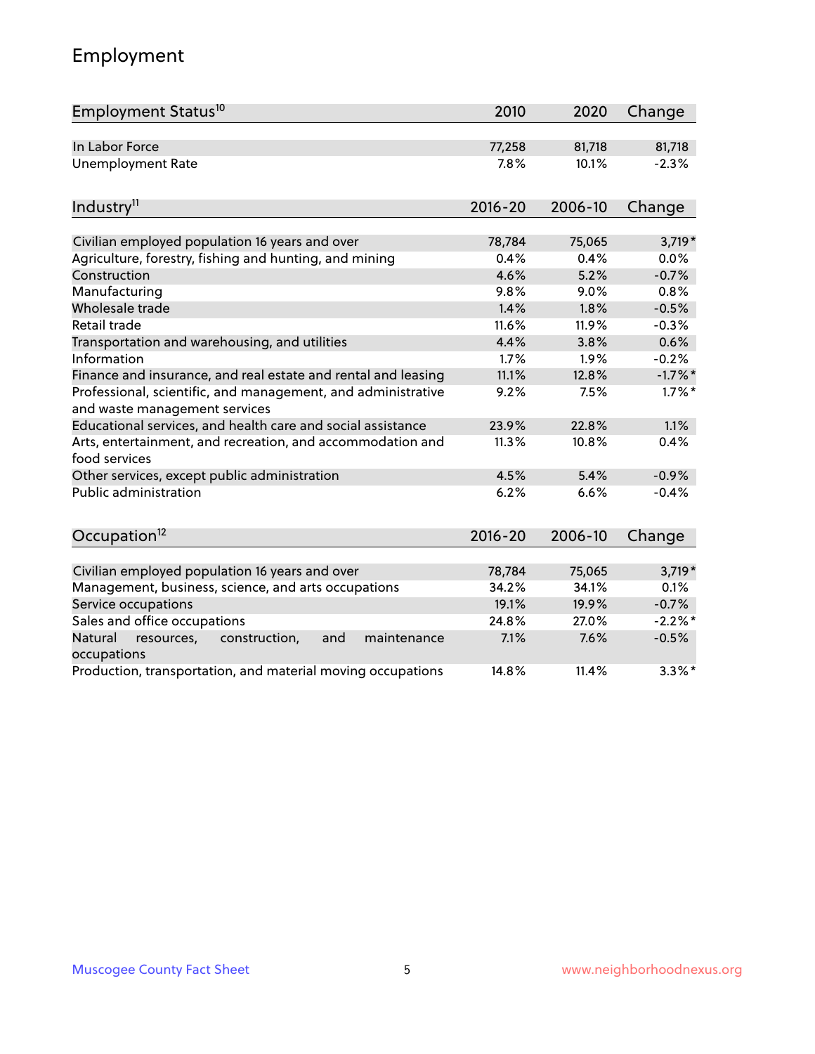# Employment

| Employment Status[10] | 2010 | 2020 | Change |
|---|---|---|---|
| In Labor Force | 77,258 | 81,718 | 81,718 |
| Unemployment Rate | 7.8% | 10.1% | -2.3% |

| Industry[11] | 2016-20 | 2006-10 | Change |
|---|---|---|---|
| Civilian employed population 16 years and over | 78,784 | 75,065 | 3,719* |
| Agriculture, forestry, fishing and hunting, and mining | 0.4% | 0.4% | 0.0% |
| Construction | 4.6% | 5.2% | -0.7% |
| Manufacturing | 9.8% | 9.0% | 0.8% |
| Wholesale trade | 1.4% | 1.8% | -0.5% |
| Retail trade | 11.6% | 11.9% | -0.3% |
| Transportation and warehousing, and utilities | 4.4% | 3.8% | 0.6% |
| Information | 1.7% | 1.9% | -0.2% |
| Finance and insurance, and real estate and rental and leasing | 11.1% | 12.8% | -1.7%* |
| Professional, scientific, and management, and administrative and waste management services | 9.2% | 7.5% | 1.7%* |
| Educational services, and health care and social assistance | 23.9% | 22.8% | 1.1% |
| Arts, entertainment, and recreation, and accommodation and food services | 11.3% | 10.8% | 0.4% |
| Other services, except public administration | 4.5% | 5.4% | -0.9% |
| Public administration | 6.2% | 6.6% | -0.4% |

| Occupation[12] | 2016-20 | 2006-10 | Change |
|---|---|---|---|
| Civilian employed population 16 years and over | 78,784 | 75,065 | 3,719* |
| Management, business, science, and arts occupations | 34.2% | 34.1% | 0.1% |
| Service occupations | 19.1% | 19.9% | -0.7% |
| Sales and office occupations | 24.8% | 27.0% | -2.2%* |
| Natural resources, construction, and maintenance occupations | 7.1% | 7.6% | -0.5% |
| Production, transportation, and material moving occupations | 14.8% | 11.4% | 3.3%* |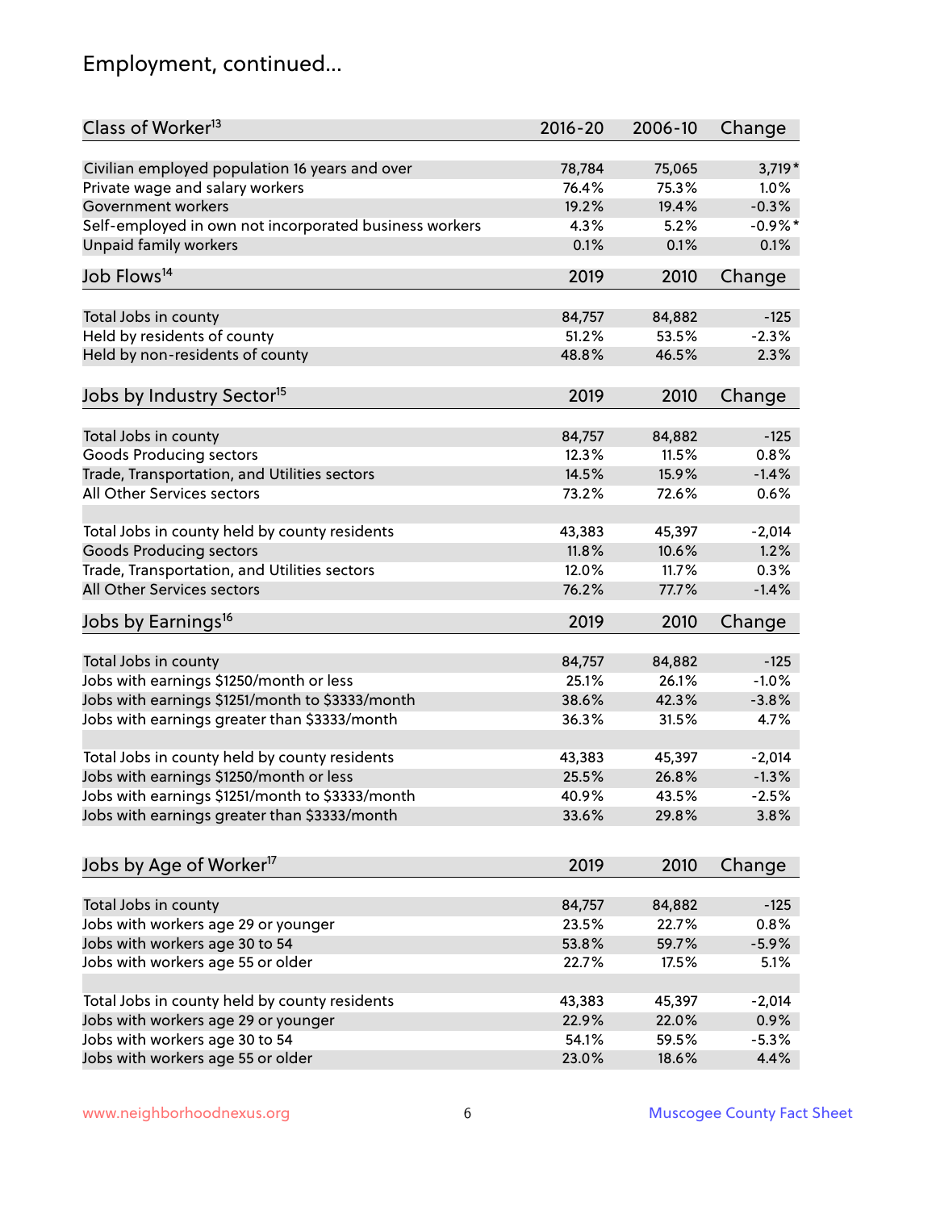# Employment, continued...

| Class of Worker[13] | 2016-20 | 2006-10 | Change |
|---|---|---|---|
| Civilian employed population 16 years and over | 78,784 | 75,065 | 3,719* |
| Private wage and salary workers | 76.4% | 75.3% | 1.0% |
| Government workers | 19.2% | 19.4% | -0.3% |
| Self-employed in own not incorporated business workers | 4.3% | 5.2% | -0.9%* |
| Unpaid family workers | 0.1% | 0.1% | 0.1% |

| Job Flows[14] | 2019 | 2010 | Change |
|---|---|---|---|
| Total Jobs in county | 84,757 | 84,882 | -125 |
| Held by residents of county | 51.2% | 53.5% | -2.3% |
| Held by non-residents of county | 48.8% | 46.5% | 2.3% |

| Jobs by Industry Sector[15] | 2019 | 2010 | Change |
|---|---|---|---|
| Total Jobs in county | 84,757 | 84,882 | -125 |
| Goods Producing sectors | 12.3% | 11.5% | 0.8% |
| Trade, Transportation, and Utilities sectors | 14.5% | 15.9% | -1.4% |
| All Other Services sectors | 73.2% | 72.6% | 0.6% |
| | | | |
| Total Jobs in county held by county residents | 43,383 | 45,397 | -2,014 |
| Goods Producing sectors | 11.8% | 10.6% | 1.2% |
| Trade, Transportation, and Utilities sectors | 12.0% | 11.7% | 0.3% |
| All Other Services sectors | 76.2% | 77.7% | -1.4% |

| Jobs by Earnings[16] | 2019 | 2010 | Change |
|---|---|---|---|
| Total Jobs in county | 84,757 | 84,882 | -125 |
| Jobs with earnings $1250/month or less | 25.1% | 26.1% | -1.0% |
| Jobs with earnings $1251/month to $3333/month | 38.6% | 42.3% | -3.8% |
| Jobs with earnings greater than $3333/month | 36.3% | 31.5% | 4.7% |
| | | | |
| Total Jobs in county held by county residents | 43,383 | 45,397 | -2,014 |
| Jobs with earnings $1250/month or less | 25.5% | 26.8% | -1.3% |
| Jobs with earnings $1251/month to $3333/month | 40.9% | 43.5% | -2.5% |
| Jobs with earnings greater than $3333/month | 33.6% | 29.8% | 3.8% |

| Jobs by Age of Worker[17] | 2019 | 2010 | Change |
|---|---|---|---|
| Total Jobs in county | 84,757 | 84,882 | -125 |
| Jobs with workers age 29 or younger | 23.5% | 22.7% | 0.8% |
| Jobs with workers age 30 to 54 | 53.8% | 59.7% | -5.9% |
| Jobs with workers age 55 or older | 22.7% | 17.5% | 5.1% |
| | | | |
| Total Jobs in county held by county residents | 43,383 | 45,397 | -2,014 |
| Jobs with workers age 29 or younger | 22.9% | 22.0% | 0.9% |
| Jobs with workers age 30 to 54 | 54.1% | 59.5% | -5.3% |
| Jobs with workers age 55 or older | 23.0% | 18.6% | 4.4% |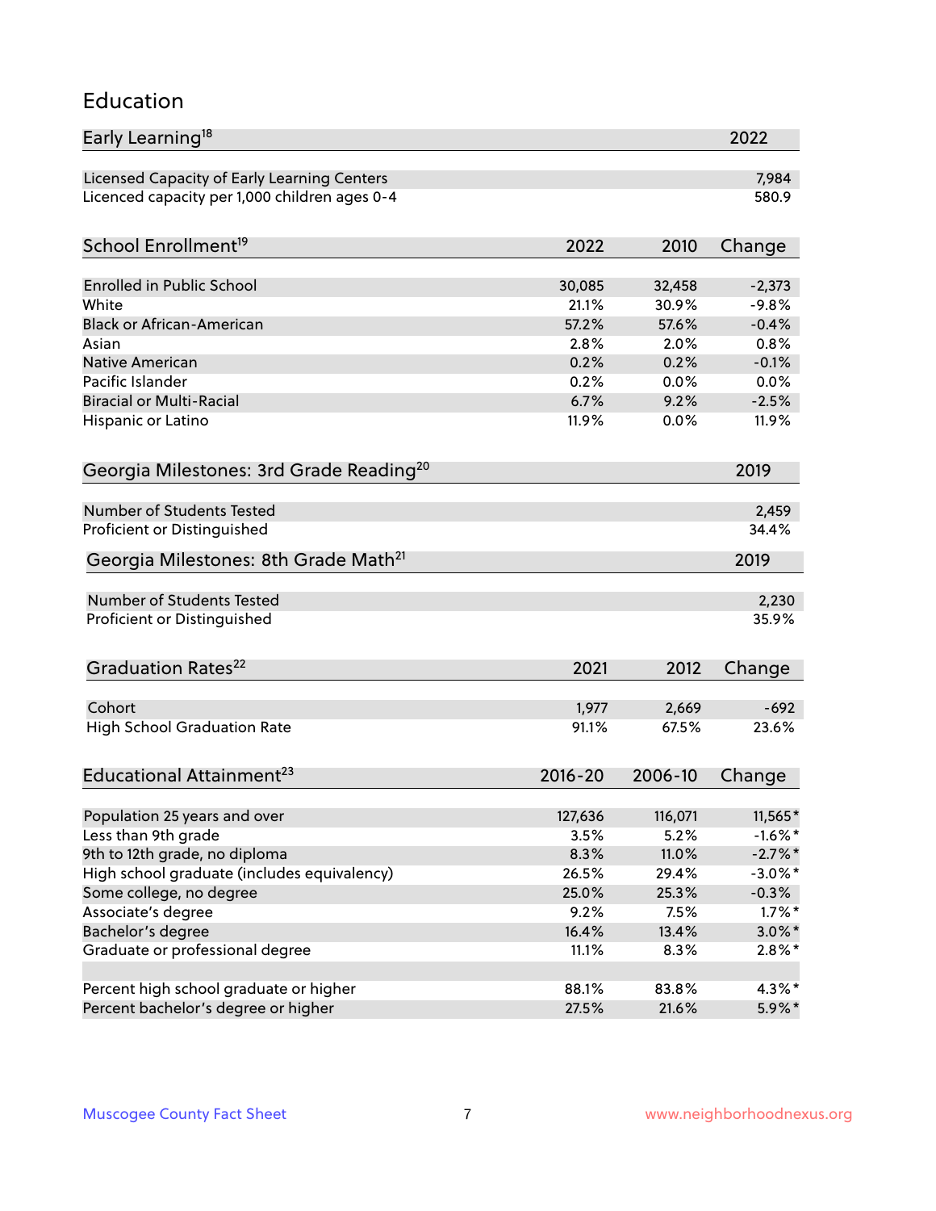## Education

| Early Learning[18] | 2022 |
|---|---|
| Licensed Capacity of Early Learning Centers | 7,984 |
| Licenced capacity per 1,000 children ages 0-4 | 580.9 |

| School Enrollment[19] | 2022 | 2010 | Change |
|---|---|---|---|
| Enrolled in Public School | 30,085 | 32,458 | -2,373 |
| White | 21.1% | 30.9% | -9.8% |
| Black or African-American | 57.2% | 57.6% | -0.4% |
| Asian | 2.8% | 2.0% | 0.8% |
| Native American | 0.2% | 0.2% | -0.1% |
| Pacific Islander | 0.2% | 0.0% | 0.0% |
| Biracial or Multi-Racial | 6.7% | 9.2% | -2.5% |
| Hispanic or Latino | 11.9% | 0.0% | 11.9% |

| Georgia Milestones: 3rd Grade Reading[20] | 2019 |
|---|---|
| Number of Students Tested | 2,459 |
| Proficient or Distinguished | 34.4% |

| Georgia Milestones: 8th Grade Math[21] | 2019 |
|---|---|
| Number of Students Tested | 2,230 |
| Proficient or Distinguished | 35.9% |

| Graduation Rates[22] | 2021 | 2012 | Change |
|---|---|---|---|
| Cohort | 1,977 | 2,669 | -692 |
| High School Graduation Rate | 91.1% | 67.5% | 23.6% |

| Educational Attainment[23] | 2016-20 | 2006-10 | Change |
|---|---|---|---|
| Population 25 years and over | 127,636 | 116,071 | 11,565* |
| Less than 9th grade | 3.5% | 5.2% | -1.6%* |
| 9th to 12th grade, no diploma | 8.3% | 11.0% | -2.7%* |
| High school graduate (includes equivalency) | 26.5% | 29.4% | -3.0%* |
| Some college, no degree | 25.0% | 25.3% | -0.3% |
| Associate's degree | 9.2% | 7.5% | 1.7%* |
| Bachelor's degree | 16.4% | 13.4% | 3.0%* |
| Graduate or professional degree | 11.1% | 8.3% | 2.8%* |
| | | | |
| Percent high school graduate or higher | 88.1% | 83.8% | 4.3%* |
| Percent bachelor's degree or higher | 27.5% | 21.6% | 5.9%* |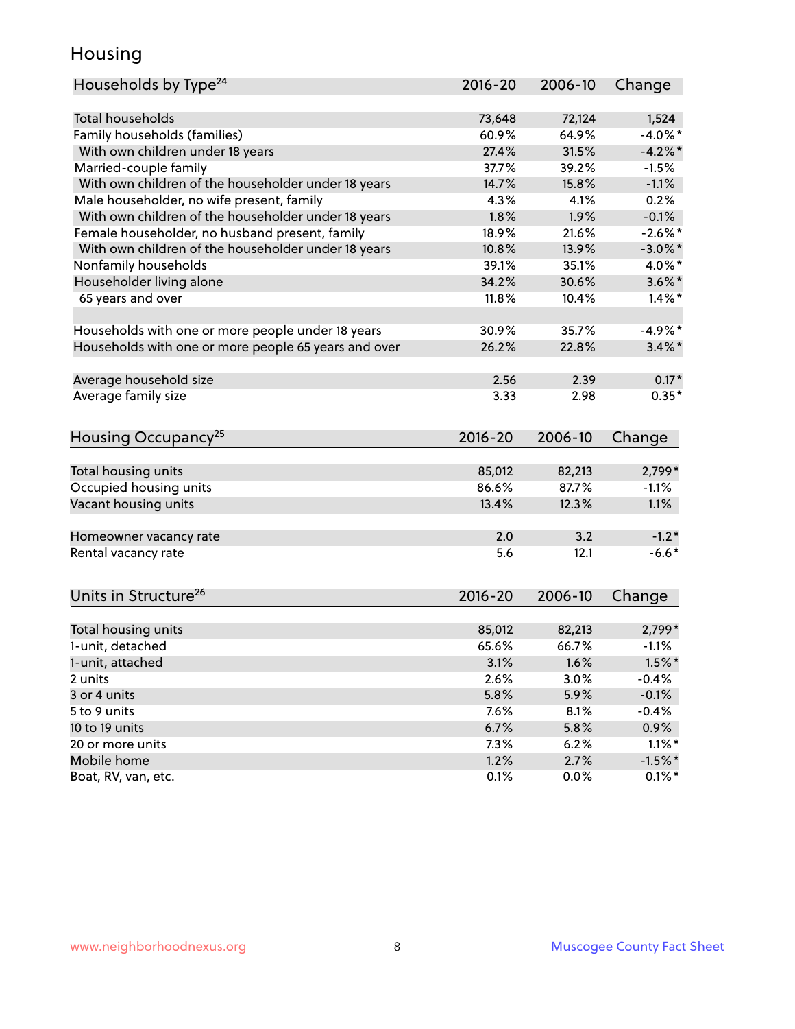# Housing

| Households by Type[24] | 2016-20 | 2006-10 | Change |
|---|---|---|---|
| Total households | 73,648 | 72,124 | 1,524 |
| Family households (families) | 60.9% | 64.9% | -4.0%* |
| With own children under 18 years | 27.4% | 31.5% | -4.2%* |
| Married-couple family | 37.7% | 39.2% | -1.5% |
| With own children of the householder under 18 years | 14.7% | 15.8% | -1.1% |
| Male householder, no wife present, family | 4.3% | 4.1% | 0.2% |
| With own children of the householder under 18 years | 1.8% | 1.9% | -0.1% |
| Female householder, no husband present, family | 18.9% | 21.6% | -2.6%* |
| With own children of the householder under 18 years | 10.8% | 13.9% | -3.0%* |
| Nonfamily households | 39.1% | 35.1% | 4.0%* |
| Householder living alone | 34.2% | 30.6% | 3.6%* |
| 65 years and over | 11.8% | 10.4% | 1.4%* |
| | | | |
| Households with one or more people under 18 years | 30.9% | 35.7% | -4.9%* |
| Households with one or more people 65 years and over | 26.2% | 22.8% | 3.4%* |
| | | | |
| Average household size | 2.56 | 2.39 | 0.17* |
| Average family size | 3.33 | 2.98 | 0.35* |

| Housing Occupancy[25] | 2016-20 | 2006-10 | Change |
|---|---|---|---|
| Total housing units | 85,012 | 82,213 | 2,799* |
| Occupied housing units | 86.6% | 87.7% | -1.1% |
| Vacant housing units | 13.4% | 12.3% | 1.1% |
| | | | |
| Homeowner vacancy rate | 2.0 | 3.2 | -1.2* |
| Rental vacancy rate | 5.6 | 12.1 | -6.6* |

| Units in Structure[26] | 2016-20 | 2006-10 | Change |
|---|---|---|---|
| Total housing units | 85,012 | 82,213 | 2,799* |
| 1-unit, detached | 65.6% | 66.7% | -1.1% |
| 1-unit, attached | 3.1% | 1.6% | 1.5%* |
| 2 units | 2.6% | 3.0% | -0.4% |
| 3 or 4 units | 5.8% | 5.9% | -0.1% |
| 5 to 9 units | 7.6% | 8.1% | -0.4% |
| 10 to 19 units | 6.7% | 5.8% | 0.9% |
| 20 or more units | 7.3% | 6.2% | 1.1%* |
| Mobile home | 1.2% | 2.7% | -1.5%* |
| Boat, RV, van, etc. | 0.1% | 0.0% | 0.1%* |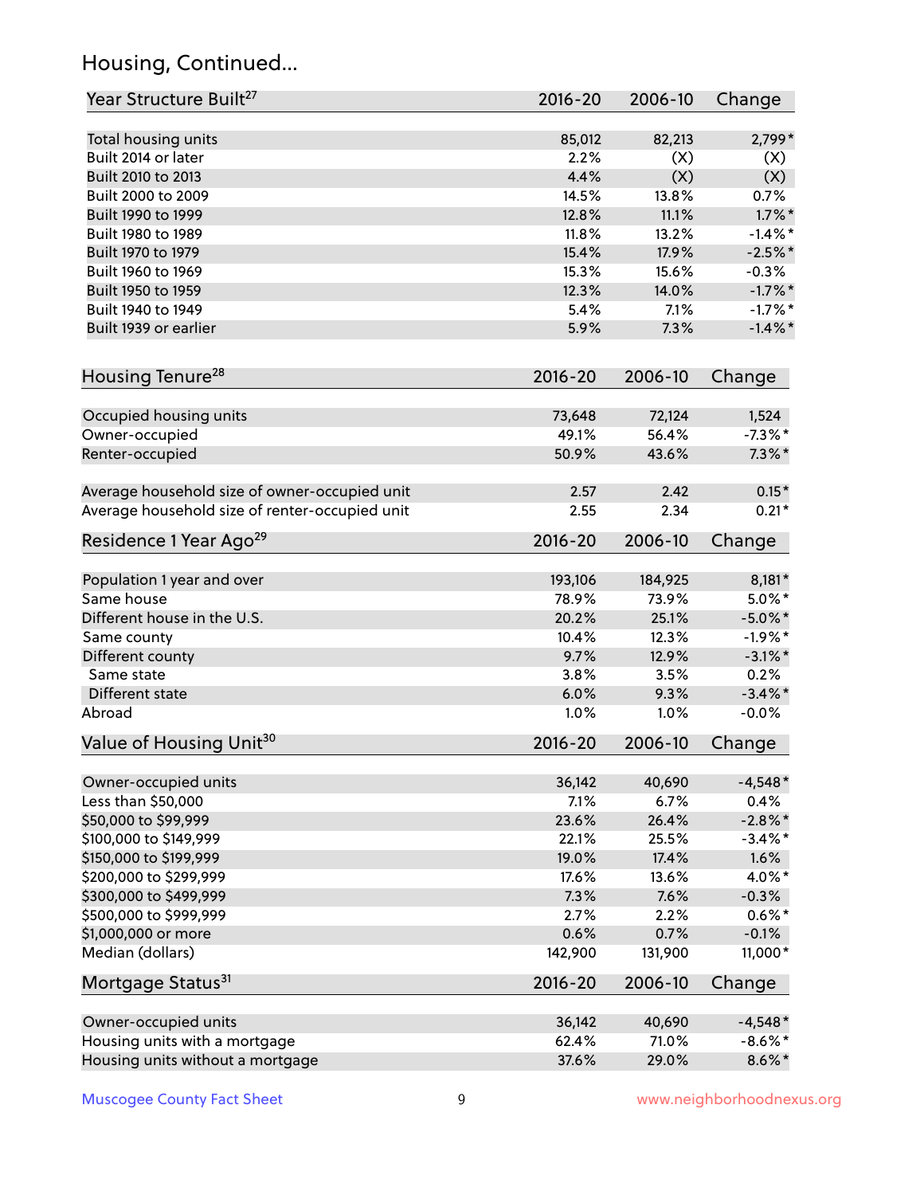## Housing, Continued...

| Year Structure Built[27] | 2016-20 | 2006-10 | Change |
|---|---|---|---|
| Total housing units | 85,012 | 82,213 | 2,799* |
| Built 2014 or later | 2.2% | (X) | (X) |
| Built 2010 to 2013 | 4.4% | (X) | (X) |
| Built 2000 to 2009 | 14.5% | 13.8% | 0.7% |
| Built 1990 to 1999 | 12.8% | 11.1% | 1.7%* |
| Built 1980 to 1989 | 11.8% | 13.2% | -1.4%* |
| Built 1970 to 1979 | 15.4% | 17.9% | -2.5%* |
| Built 1960 to 1969 | 15.3% | 15.6% | -0.3% |
| Built 1950 to 1959 | 12.3% | 14.0% | -1.7%* |
| Built 1940 to 1949 | 5.4% | 7.1% | -1.7%* |
| Built 1939 or earlier | 5.9% | 7.3% | -1.4%* |

| Housing Tenure[28] | 2016-20 | 2006-10 | Change |
|---|---|---|---|
| Occupied housing units | 73,648 | 72,124 | 1,524 |
| Owner-occupied | 49.1% | 56.4% | -7.3%* |
| Renter-occupied | 50.9% | 43.6% | 7.3%* |
| Average household size of owner-occupied unit | 2.57 | 2.42 | 0.15* |
| Average household size of renter-occupied unit | 2.55 | 2.34 | 0.21* |

| Residence 1 Year Ago[29] | 2016-20 | 2006-10 | Change |
|---|---|---|---|
| Population 1 year and over | 193,106 | 184,925 | 8,181* |
| Same house | 78.9% | 73.9% | 5.0%* |
| Different house in the U.S. | 20.2% | 25.1% | -5.0%* |
| Same county | 10.4% | 12.3% | -1.9%* |
| Different county | 9.7% | 12.9% | -3.1%* |
| Same state | 3.8% | 3.5% | 0.2% |
| Different state | 6.0% | 9.3% | -3.4%* |
| Abroad | 1.0% | 1.0% | -0.0% |

| Value of Housing Unit[30] | 2016-20 | 2006-10 | Change |
|---|---|---|---|
| Owner-occupied units | 36,142 | 40,690 | -4,548* |
| Less than $50,000 | 7.1% | 6.7% | 0.4% |
| $50,000 to $99,999 | 23.6% | 26.4% | -2.8%* |
| $100,000 to $149,999 | 22.1% | 25.5% | -3.4%* |
| $150,000 to $199,999 | 19.0% | 17.4% | 1.6% |
| $200,000 to $299,999 | 17.6% | 13.6% | 4.0%* |
| $300,000 to $499,999 | 7.3% | 7.6% | -0.3% |
| $500,000 to $999,999 | 2.7% | 2.2% | 0.6%* |
| $1,000,000 or more | 0.6% | 0.7% | -0.1% |
| Median (dollars) | 142,900 | 131,900 | 11,000* |

| Mortgage Status[31] | 2016-20 | 2006-10 | Change |
|---|---|---|---|
| Owner-occupied units | 36,142 | 40,690 | -4,548* |
| Housing units with a mortgage | 62.4% | 71.0% | -8.6%* |
| Housing units without a mortgage | 37.6% | 29.0% | 8.6%* |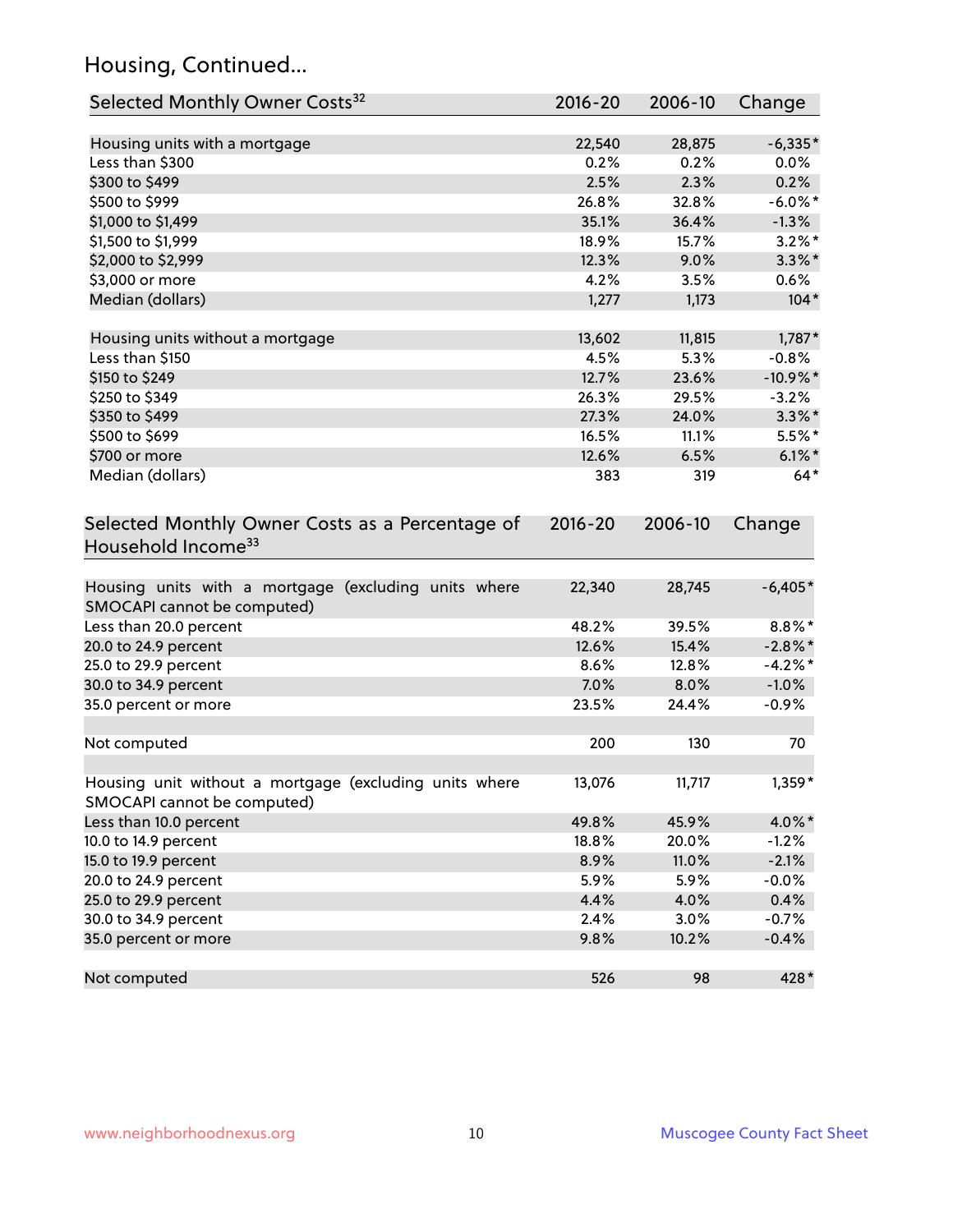## Housing, Continued...

| Selected Monthly Owner Costs[32] | 2016-20 | 2006-10 | Change |
|---|---|---|---|
| Housing units with a mortgage | 22,540 | 28,875 | -6,335* |
| Less than $300 | 0.2% | 0.2% | 0.0% |
| $300 to $499 | 2.5% | 2.3% | 0.2% |
| $500 to $999 | 26.8% | 32.8% | -6.0%* |
| $1,000 to $1,499 | 35.1% | 36.4% | -1.3% |
| $1,500 to $1,999 | 18.9% | 15.7% | 3.2%* |
| $2,000 to $2,999 | 12.3% | 9.0% | 3.3%* |
| $3,000 or more | 4.2% | 3.5% | 0.6% |
| Median (dollars) | 1,277 | 1,173 | 104* |
| Housing units without a mortgage | 13,602 | 11,815 | 1,787* |
| Less than $150 | 4.5% | 5.3% | -0.8% |
| $150 to $249 | 12.7% | 23.6% | -10.9%* |
| $250 to $349 | 26.3% | 29.5% | -3.2% |
| $350 to $499 | 27.3% | 24.0% | 3.3%* |
| $500 to $699 | 16.5% | 11.1% | 5.5%* |
| $700 or more | 12.6% | 6.5% | 6.1%* |
| Median (dollars) | 383 | 319 | 64* |

| Selected Monthly Owner Costs as a Percentage of Household Income[33] | 2016-20 | 2006-10 | Change |
|---|---|---|---|
| Housing units with a mortgage (excluding units where SMOCAPI cannot be computed) | 22,340 | 28,745 | -6,405* |
| Less than 20.0 percent | 48.2% | 39.5% | 8.8%* |
| 20.0 to 24.9 percent | 12.6% | 15.4% | -2.8%* |
| 25.0 to 29.9 percent | 8.6% | 12.8% | -4.2%* |
| 30.0 to 34.9 percent | 7.0% | 8.0% | -1.0% |
| 35.0 percent or more | 23.5% | 24.4% | -0.9% |
| Not computed | 200 | 130 | 70 |
| Housing unit without a mortgage (excluding units where SMOCAPI cannot be computed) | 13,076 | 11,717 | 1,359* |
| Less than 10.0 percent | 49.8% | 45.9% | 4.0%* |
| 10.0 to 14.9 percent | 18.8% | 20.0% | -1.2% |
| 15.0 to 19.9 percent | 8.9% | 11.0% | -2.1% |
| 20.0 to 24.9 percent | 5.9% | 5.9% | -0.0% |
| 25.0 to 29.9 percent | 4.4% | 4.0% | 0.4% |
| 30.0 to 34.9 percent | 2.4% | 3.0% | -0.7% |
| 35.0 percent or more | 9.8% | 10.2% | -0.4% |
| Not computed | 526 | 98 | 428* |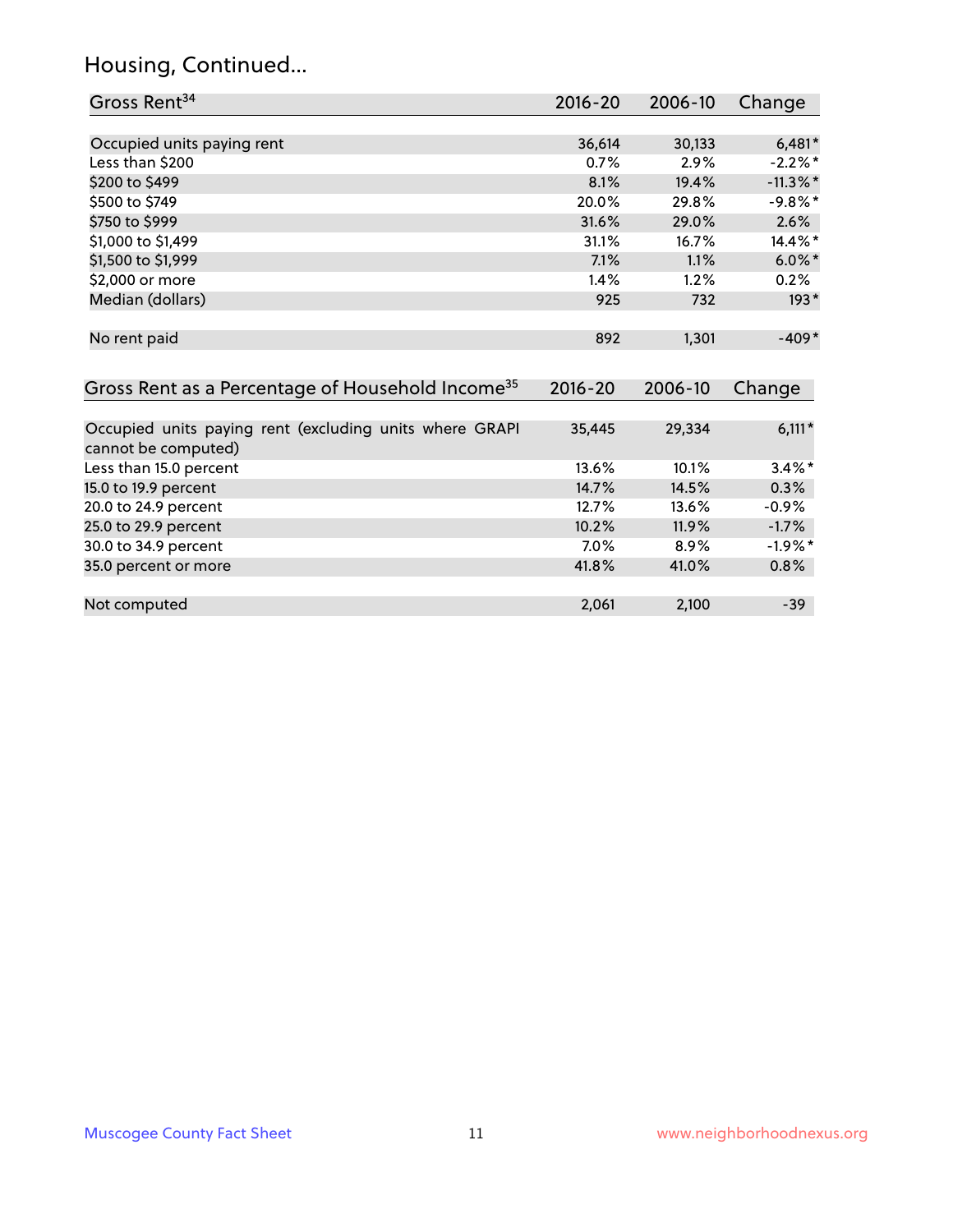# Housing, Continued...

| Gross Rent[34] | 2016-20 | 2006-10 | Change |
|---|---|---|---|
| Occupied units paying rent | 36,614 | 30,133 | 6,481* |
| Less than $200 | 0.7% | 2.9% | -2.2%* |
| $200 to $499 | 8.1% | 19.4% | -11.3%* |
| $500 to $749 | 20.0% | 29.8% | -9.8%* |
| $750 to $999 | 31.6% | 29.0% | 2.6% |
| $1,000 to $1,499 | 31.1% | 16.7% | 14.4%* |
| $1,500 to $1,999 | 7.1% | 1.1% | 6.0%* |
| $2,000 or more | 1.4% | 1.2% | 0.2% |
| Median (dollars) | 925 | 732 | 193* |
| No rent paid | 892 | 1,301 | -409* |

| Gross Rent as a Percentage of Household Income[35] | 2016-20 | 2006-10 | Change |
|---|---|---|---|
| Occupied units paying rent (excluding units where GRAPI cannot be computed) | 35,445 | 29,334 | 6,111* |
| Less than 15.0 percent | 13.6% | 10.1% | 3.4%* |
| 15.0 to 19.9 percent | 14.7% | 14.5% | 0.3% |
| 20.0 to 24.9 percent | 12.7% | 13.6% | -0.9% |
| 25.0 to 29.9 percent | 10.2% | 11.9% | -1.7% |
| 30.0 to 34.9 percent | 7.0% | 8.9% | -1.9%* |
| 35.0 percent or more | 41.8% | 41.0% | 0.8% |
| Not computed | 2,061 | 2,100 | -39 |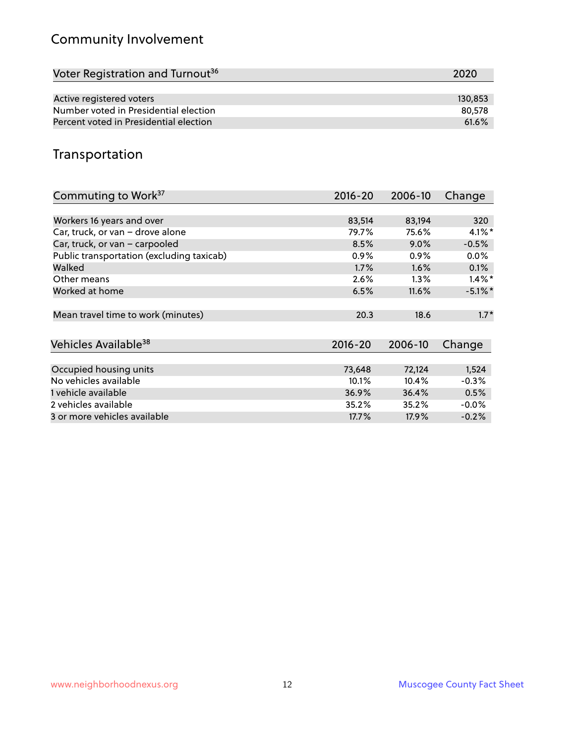## Community Involvement

| Voter Registration and Turnout[36] | 2020 |
|---|---|
| Active registered voters | 130,853 |
| Number voted in Presidential election | 80,578 |
| Percent voted in Presidential election | 61.6% |

## Transportation

| Commuting to Work[37] | 2016-20 | 2006-10 | Change |
|---|---|---|---|
| Workers 16 years and over | 83,514 | 83,194 | 320 |
| Car, truck, or van – drove alone | 79.7% | 75.6% | 4.1%* |
| Car, truck, or van – carpooled | 8.5% | 9.0% | -0.5% |
| Public transportation (excluding taxicab) | 0.9% | 0.9% | 0.0% |
| Walked | 1.7% | 1.6% | 0.1% |
| Other means | 2.6% | 1.3% | 1.4%* |
| Worked at home | 6.5% | 11.6% | -5.1%* |
| Mean travel time to work (minutes) | 20.3 | 18.6 | 1.7* |

| Vehicles Available[38] | 2016-20 | 2006-10 | Change |
|---|---|---|---|
| Occupied housing units | 73,648 | 72,124 | 1,524 |
| No vehicles available | 10.1% | 10.4% | -0.3% |
| 1 vehicle available | 36.9% | 36.4% | 0.5% |
| 2 vehicles available | 35.2% | 35.2% | -0.0% |
| 3 or more vehicles available | 17.7% | 17.9% | -0.2% |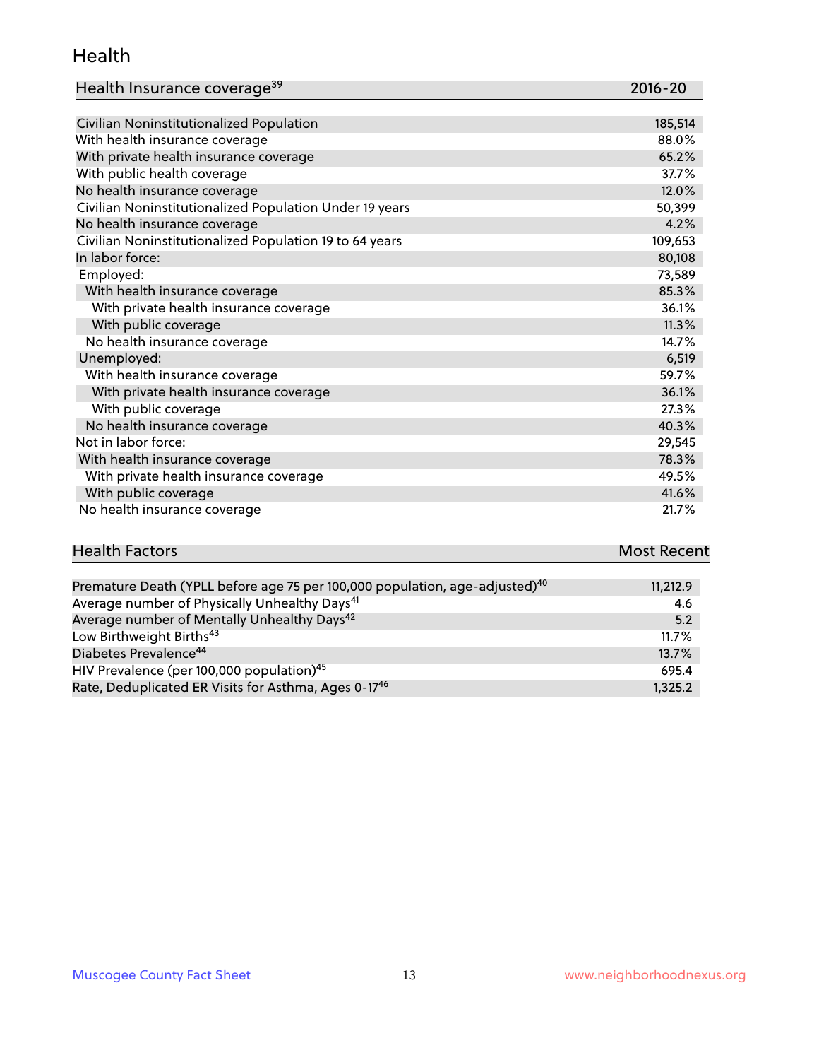## Health

| Health Insurance coverage[39] | 2016-20 |
|---|---|
| Civilian Noninstitutionalized Population | 185,514 |
| With health insurance coverage | 88.0% |
| With private health insurance coverage | 65.2% |
| With public health coverage | 37.7% |
| No health insurance coverage | 12.0% |
| Civilian Noninstitutionalized Population Under 19 years | 50,399 |
| No health insurance coverage | 4.2% |
| Civilian Noninstitutionalized Population 19 to 64 years | 109,653 |
| In labor force: | 80,108 |
| Employed: | 73,589 |
| With health insurance coverage | 85.3% |
| With private health insurance coverage | 36.1% |
| With public coverage | 11.3% |
| No health insurance coverage | 14.7% |
| Unemployed: | 6,519 |
| With health insurance coverage | 59.7% |
| With private health insurance coverage | 36.1% |
| With public coverage | 27.3% |
| No health insurance coverage | 40.3% |
| Not in labor force: | 29,545 |
| With health insurance coverage | 78.3% |
| With private health insurance coverage | 49.5% |
| With public coverage | 41.6% |
| No health insurance coverage | 21.7% |

| Health Factors | Most Recent |
|---|---|
| Premature Death (YPLL before age 75 per 100,000 population, age-adjusted)[40] | 11,212.9 |
| Average number of Physically Unhealthy Days[41] | 4.6 |
| Average number of Mentally Unhealthy Days[42] | 5.2 |
| Low Birthweight Births[43] | 11.7% |
| Diabetes Prevalence[44] | 13.7% |
| HIV Prevalence (per 100,000 population)[45] | 695.4 |
| Rate, Deduplicated ER Visits for Asthma, Ages 0-17[46] | 1,325.2 |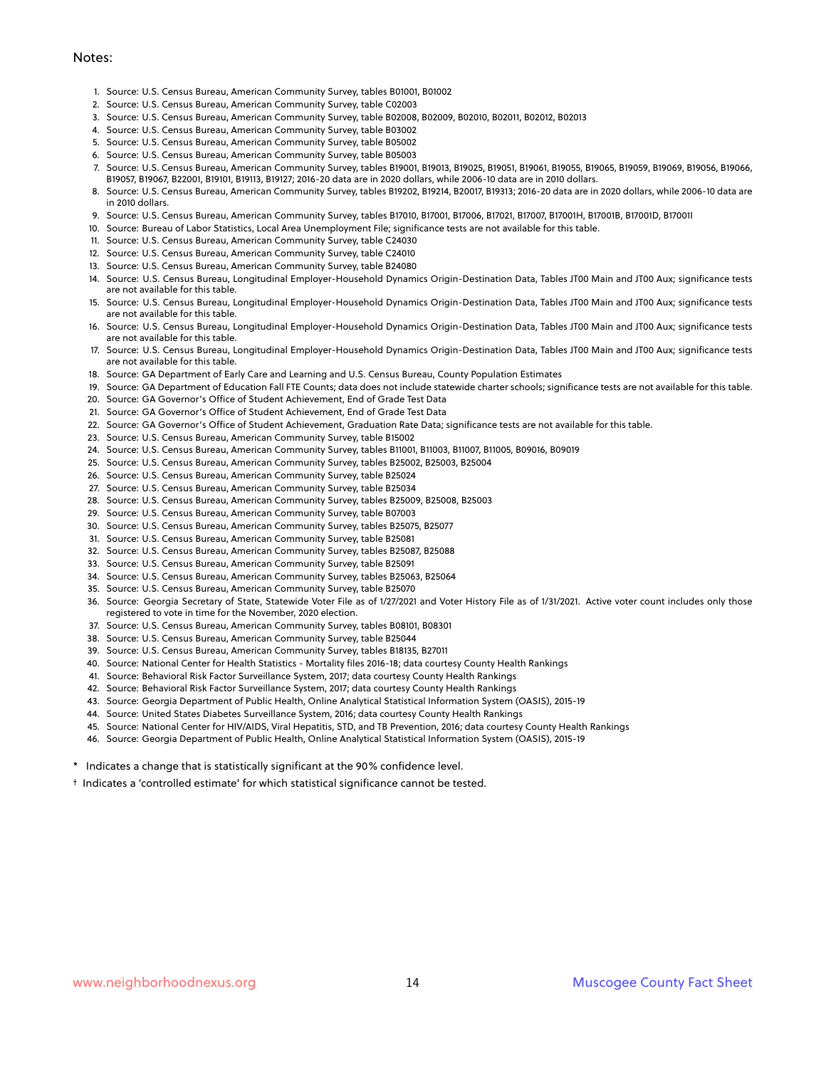Notes:

1. Source: U.S. Census Bureau, American Community Survey, tables B01001, B01002
2. Source: U.S. Census Bureau, American Community Survey, table C02003
3. Source: U.S. Census Bureau, American Community Survey, table B02008, B02009, B02010, B02011, B02012, B02013
4. Source: U.S. Census Bureau, American Community Survey, table B03002
5. Source: U.S. Census Bureau, American Community Survey, table B05002
6. Source: U.S. Census Bureau, American Community Survey, table B05003
7. Source: U.S. Census Bureau, American Community Survey, tables B19001, B19013, B19025, B19051, B19061, B19055, B19065, B19059, B19069, B19056, B19066, B19057, B19067, B22001, B19101, B19113, B19127; 2016-20 data are in 2020 dollars, while 2006-10 data are in 2010 dollars.
8. Source: U.S. Census Bureau, American Community Survey, tables B19202, B19214, B20017, B19313; 2016-20 data are in 2020 dollars, while 2006-10 data are in 2010 dollars.
9. Source: U.S. Census Bureau, American Community Survey, tables B17010, B17001, B17006, B17021, B17007, B17001H, B17001B, B17001D, B17001I
10. Source: Bureau of Labor Statistics, Local Area Unemployment File; significance tests are not available for this table.
11. Source: U.S. Census Bureau, American Community Survey, table C24030
12. Source: U.S. Census Bureau, American Community Survey, table C24010
13. Source: U.S. Census Bureau, American Community Survey, table B24080
14. Source: U.S. Census Bureau, Longitudinal Employer-Household Dynamics Origin-Destination Data, Tables JT00 Main and JT00 Aux; significance tests are not available for this table.
15. Source: U.S. Census Bureau, Longitudinal Employer-Household Dynamics Origin-Destination Data, Tables JT00 Main and JT00 Aux; significance tests are not available for this table.
16. Source: U.S. Census Bureau, Longitudinal Employer-Household Dynamics Origin-Destination Data, Tables JT00 Main and JT00 Aux; significance tests are not available for this table.
17. Source: U.S. Census Bureau, Longitudinal Employer-Household Dynamics Origin-Destination Data, Tables JT00 Main and JT00 Aux; significance tests are not available for this table.
18. Source: GA Department of Early Care and Learning and U.S. Census Bureau, County Population Estimates
19. Source: GA Department of Education Fall FTE Counts; data does not include statewide charter schools; significance tests are not available for this table.
20. Source: GA Governor's Office of Student Achievement, End of Grade Test Data
21. Source: GA Governor's Office of Student Achievement, End of Grade Test Data
22. Source: GA Governor's Office of Student Achievement, Graduation Rate Data; significance tests are not available for this table.
23. Source: U.S. Census Bureau, American Community Survey, table B15002
24. Source: U.S. Census Bureau, American Community Survey, tables B11001, B11003, B11007, B11005, B09016, B09019
25. Source: U.S. Census Bureau, American Community Survey, tables B25002, B25003, B25004
26. Source: U.S. Census Bureau, American Community Survey, table B25024
27. Source: U.S. Census Bureau, American Community Survey, table B25034
28. Source: U.S. Census Bureau, American Community Survey, tables B25009, B25008, B25003
29. Source: U.S. Census Bureau, American Community Survey, table B07003
30. Source: U.S. Census Bureau, American Community Survey, tables B25075, B25077
31. Source: U.S. Census Bureau, American Community Survey, table B25081
32. Source: U.S. Census Bureau, American Community Survey, tables B25087, B25088
33. Source: U.S. Census Bureau, American Community Survey, table B25091
34. Source: U.S. Census Bureau, American Community Survey, tables B25063, B25064
35. Source: U.S. Census Bureau, American Community Survey, table B25070
36. Source: Georgia Secretary of State, Statewide Voter File as of 1/27/2021 and Voter History File as of 1/31/2021. Active voter count includes only those registered to vote in time for the November, 2020 election.
37. Source: U.S. Census Bureau, American Community Survey, tables B08101, B08301
38. Source: U.S. Census Bureau, American Community Survey, table B25044
39. Source: U.S. Census Bureau, American Community Survey, tables B18135, B27011
40. Source: National Center for Health Statistics - Mortality files 2016-18; data courtesy County Health Rankings
41. Source: Behavioral Risk Factor Surveillance System, 2017; data courtesy County Health Rankings
42. Source: Behavioral Risk Factor Surveillance System, 2017; data courtesy County Health Rankings
43. Source: Georgia Department of Public Health, Online Analytical Statistical Information System (OASIS), 2015-19
44. Source: United States Diabetes Surveillance System, 2016; data courtesy County Health Rankings
45. Source: National Center for HIV/AIDS, Viral Hepatitis, STD, and TB Prevention, 2016; data courtesy County Health Rankings
46. Source: Georgia Department of Public Health, Online Analytical Statistical Information System (OASIS), 2015-19

\* Indicates a change that is statistically significant at the 90% confidence level.

† Indicates a 'controlled estimate' for which statistical significance cannot be tested.